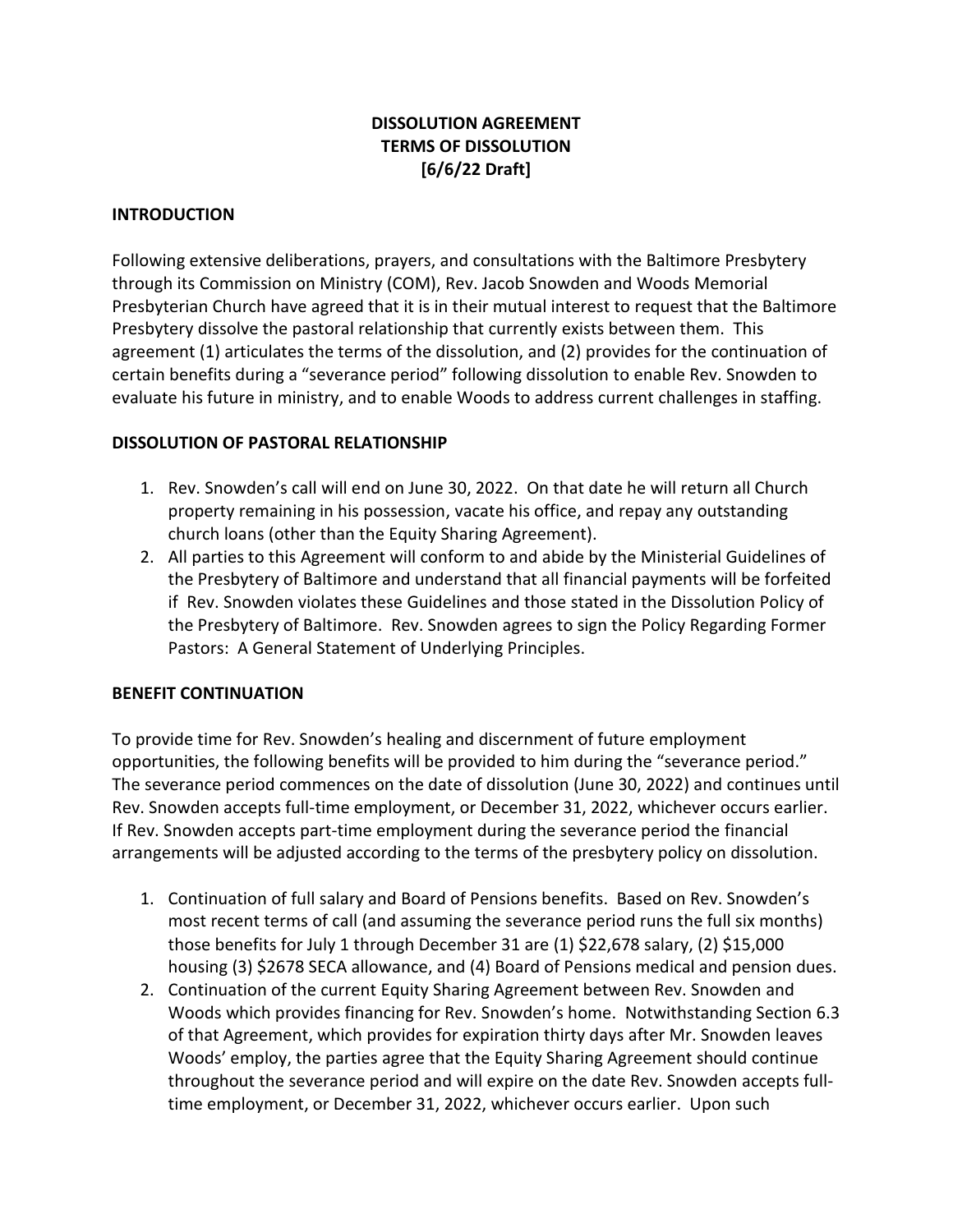**DISSOLUTION AGREEMENT**
**TERMS OF DISSOLUTION**
**[6/6/22 Draft]**

## INTRODUCTION

Following extensive deliberations, prayers, and consultations with the Baltimore Presbytery through its Commission on Ministry (COM), Rev. Jacob Snowden and Woods Memorial Presbyterian Church have agreed that it is in their mutual interest to request that the Baltimore Presbytery dissolve the pastoral relationship that currently exists between them. This agreement (1) articulates the terms of the dissolution, and (2) provides for the continuation of certain benefits during a "severance period" following dissolution to enable Rev. Snowden to evaluate his future in ministry, and to enable Woods to address current challenges in staffing.

## DISSOLUTION OF PASTORAL RELATIONSHIP

1. Rev. Snowden's call will end on June 30, 2022. On that date he will return all Church property remaining in his possession, vacate his office, and repay any outstanding church loans (other than the Equity Sharing Agreement).
2. All parties to this Agreement will conform to and abide by the Ministerial Guidelines of the Presbytery of Baltimore and understand that all financial payments will be forfeited if Rev. Snowden violates these Guidelines and those stated in the Dissolution Policy of the Presbytery of Baltimore. Rev. Snowden agrees to sign the Policy Regarding Former Pastors: A General Statement of Underlying Principles.

## BENEFIT CONTINUATION

To provide time for Rev. Snowden's healing and discernment of future employment opportunities, the following benefits will be provided to him during the "severance period." The severance period commences on the date of dissolution (June 30, 2022) and continues until Rev. Snowden accepts full-time employment, or December 31, 2022, whichever occurs earlier. If Rev. Snowden accepts part-time employment during the severance period the financial arrangements will be adjusted according to the terms of the presbytery policy on dissolution.

1. Continuation of full salary and Board of Pensions benefits. Based on Rev. Snowden's most recent terms of call (and assuming the severance period runs the full six months) those benefits for July 1 through December 31 are (1) $22,678 salary, (2) $15,000 housing (3) $2678 SECA allowance, and (4) Board of Pensions medical and pension dues.
2. Continuation of the current Equity Sharing Agreement between Rev. Snowden and Woods which provides financing for Rev. Snowden's home. Notwithstanding Section 6.3 of that Agreement, which provides for expiration thirty days after Mr. Snowden leaves Woods' employ, the parties agree that the Equity Sharing Agreement should continue throughout the severance period and will expire on the date Rev. Snowden accepts full-time employment, or December 31, 2022, whichever occurs earlier. Upon such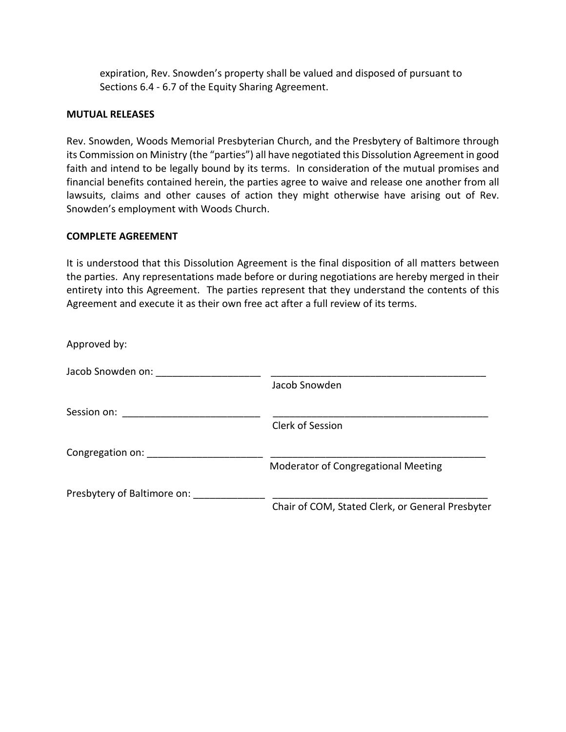expiration, Rev. Snowden's property shall be valued and disposed of pursuant to Sections 6.4 - 6.7 of the Equity Sharing Agreement.

**MUTUAL RELEASES**

Rev. Snowden, Woods Memorial Presbyterian Church, and the Presbytery of Baltimore through its Commission on Ministry (the "parties") all have negotiated this Dissolution Agreement in good faith and intend to be legally bound by its terms. In consideration of the mutual promises and financial benefits contained herein, the parties agree to waive and release one another from all lawsuits, claims and other causes of action they might otherwise have arising out of Rev. Snowden's employment with Woods Church.

**COMPLETE AGREEMENT**

It is understood that this Dissolution Agreement is the final disposition of all matters between the parties. Any representations made before or during negotiations are hereby merged in their entirety into this Agreement. The parties represent that they understand the contents of this Agreement and execute it as their own free act after a full review of its terms.

Approved by:

Jacob Snowden on: ___________________ _______________________________________
Jacob Snowden

Session on: _________________________ _______________________________________
Clerk of Session

Congregation on: _____________________ _______________________________________
Moderator of Congregational Meeting

Presbytery of Baltimore on: _____________ _______________________________________
Chair of COM, Stated Clerk, or General Presbyter